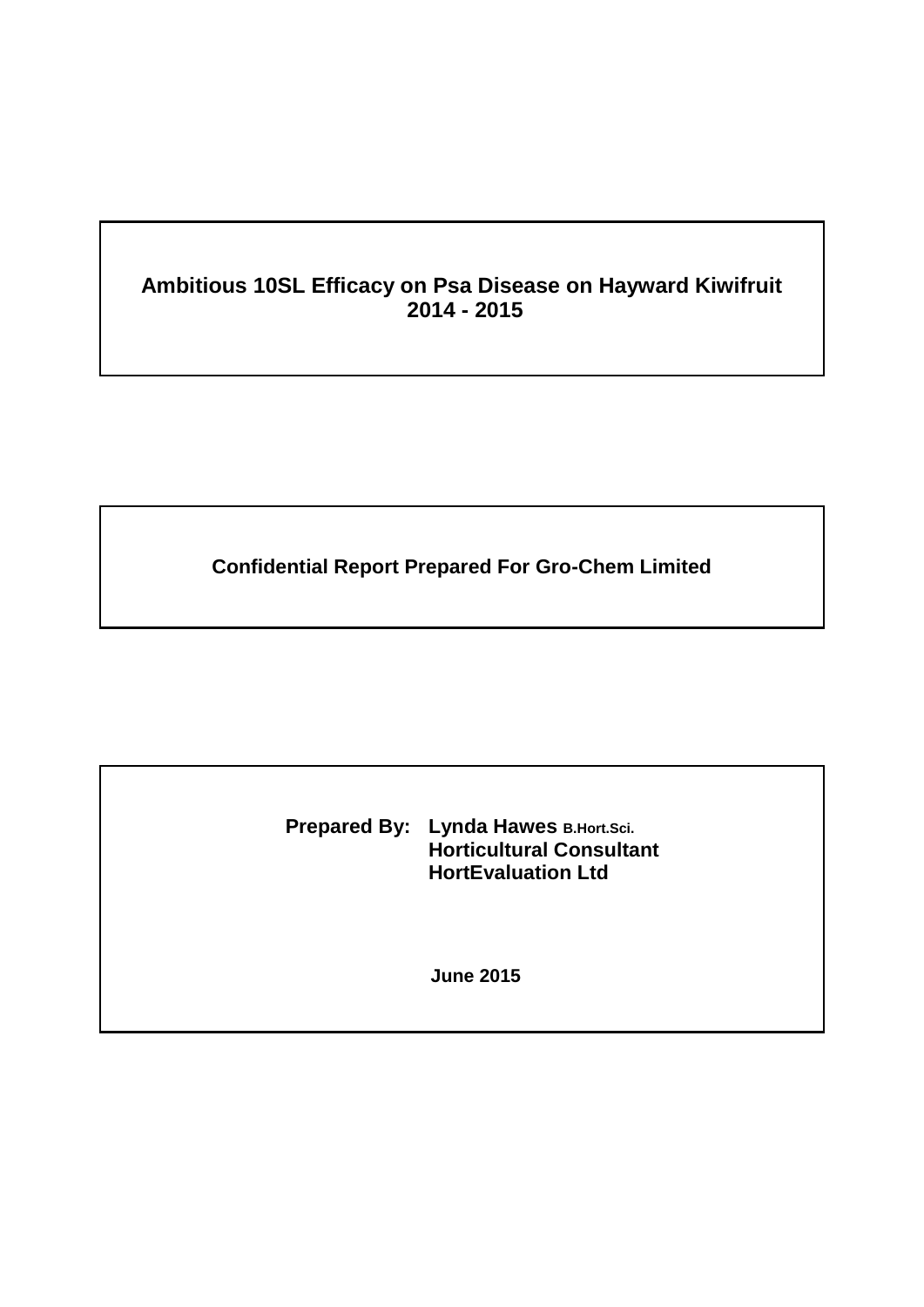# Ambitious 10SL Efficacy on Psa Disease on Hayward Kiwifruit 2014 - 2015

**Confidential Report Prepared For Gro-Chem Limited**

**Prepared By:** **Lynda Hawes** B.Hort.Sci.
**Horticultural Consultant**
**HortEvaluation Ltd**

**June 2015**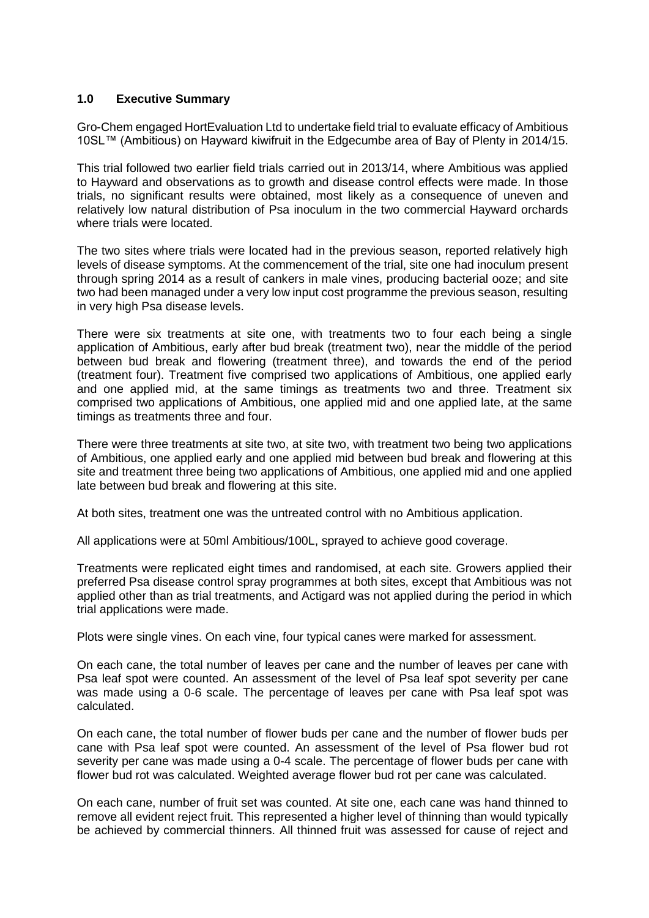## 1.0 Executive Summary

Gro-Chem engaged HortEvaluation Ltd to undertake field trial to evaluate efficacy of Ambitious 10SL™ (Ambitious) on Hayward kiwifruit in the Edgecumbe area of Bay of Plenty in 2014/15.

This trial followed two earlier field trials carried out in 2013/14, where Ambitious was applied to Hayward and observations as to growth and disease control effects were made. In those trials, no significant results were obtained, most likely as a consequence of uneven and relatively low natural distribution of Psa inoculum in the two commercial Hayward orchards where trials were located.

The two sites where trials were located had in the previous season, reported relatively high levels of disease symptoms. At the commencement of the trial, site one had inoculum present through spring 2014 as a result of cankers in male vines, producing bacterial ooze; and site two had been managed under a very low input cost programme the previous season, resulting in very high Psa disease levels.

There were six treatments at site one, with treatments two to four each being a single application of Ambitious, early after bud break (treatment two), near the middle of the period between bud break and flowering (treatment three), and towards the end of the period (treatment four). Treatment five comprised two applications of Ambitious, one applied early and one applied mid, at the same timings as treatments two and three. Treatment six comprised two applications of Ambitious, one applied mid and one applied late, at the same timings as treatments three and four.

There were three treatments at site two, at site two, with treatment two being two applications of Ambitious, one applied early and one applied mid between bud break and flowering at this site and treatment three being two applications of Ambitious, one applied mid and one applied late between bud break and flowering at this site.

At both sites, treatment one was the untreated control with no Ambitious application.

All applications were at 50ml Ambitious/100L, sprayed to achieve good coverage.

Treatments were replicated eight times and randomised, at each site. Growers applied their preferred Psa disease control spray programmes at both sites, except that Ambitious was not applied other than as trial treatments, and Actigard was not applied during the period in which trial applications were made.

Plots were single vines. On each vine, four typical canes were marked for assessment.

On each cane, the total number of leaves per cane and the number of leaves per cane with Psa leaf spot were counted. An assessment of the level of Psa leaf spot severity per cane was made using a 0-6 scale. The percentage of leaves per cane with Psa leaf spot was calculated.

On each cane, the total number of flower buds per cane and the number of flower buds per cane with Psa leaf spot were counted. An assessment of the level of Psa flower bud rot severity per cane was made using a 0-4 scale. The percentage of flower buds per cane with flower bud rot was calculated. Weighted average flower bud rot per cane was calculated.

On each cane, number of fruit set was counted. At site one, each cane was hand thinned to remove all evident reject fruit. This represented a higher level of thinning than would typically be achieved by commercial thinners. All thinned fruit was assessed for cause of reject and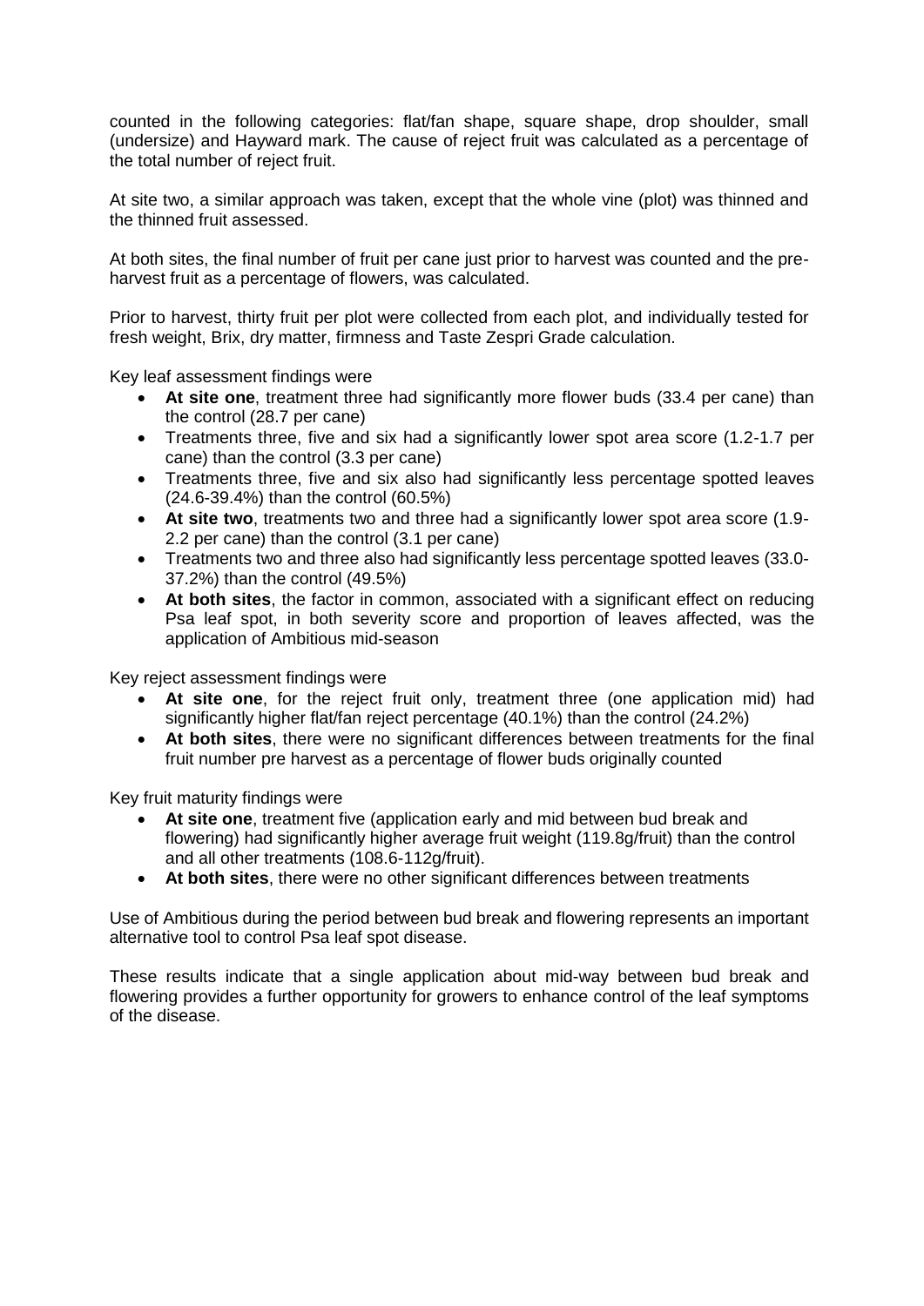counted in the following categories: flat/fan shape, square shape, drop shoulder, small (undersize) and Hayward mark. The cause of reject fruit was calculated as a percentage of the total number of reject fruit.

At site two, a similar approach was taken, except that the whole vine (plot) was thinned and the thinned fruit assessed.

At both sites, the final number of fruit per cane just prior to harvest was counted and the pre-harvest fruit as a percentage of flowers, was calculated.

Prior to harvest, thirty fruit per plot were collected from each plot, and individually tested for fresh weight, Brix, dry matter, firmness and Taste Zespri Grade calculation.

Key leaf assessment findings were

- **At site one**, treatment three had significantly more flower buds (33.4 per cane) than the control (28.7 per cane)
- Treatments three, five and six had a significantly lower spot area score (1.2-1.7 per cane) than the control (3.3 per cane)
- Treatments three, five and six also had significantly less percentage spotted leaves (24.6-39.4%) than the control (60.5%)
- **At site two**, treatments two and three had a significantly lower spot area score (1.9-2.2 per cane) than the control (3.1 per cane)
- Treatments two and three also had significantly less percentage spotted leaves (33.0-37.2%) than the control (49.5%)
- **At both sites**, the factor in common, associated with a significant effect on reducing Psa leaf spot, in both severity score and proportion of leaves affected, was the application of Ambitious mid-season

Key reject assessment findings were

- **At site one**, for the reject fruit only, treatment three (one application mid) had significantly higher flat/fan reject percentage (40.1%) than the control (24.2%)
- **At both sites**, there were no significant differences between treatments for the final fruit number pre harvest as a percentage of flower buds originally counted

Key fruit maturity findings were

- **At site one**, treatment five (application early and mid between bud break and flowering) had significantly higher average fruit weight (119.8g/fruit) than the control and all other treatments (108.6-112g/fruit).
- **At both sites**, there were no other significant differences between treatments

Use of Ambitious during the period between bud break and flowering represents an important alternative tool to control Psa leaf spot disease.

These results indicate that a single application about mid-way between bud break and flowering provides a further opportunity for growers to enhance control of the leaf symptoms of the disease.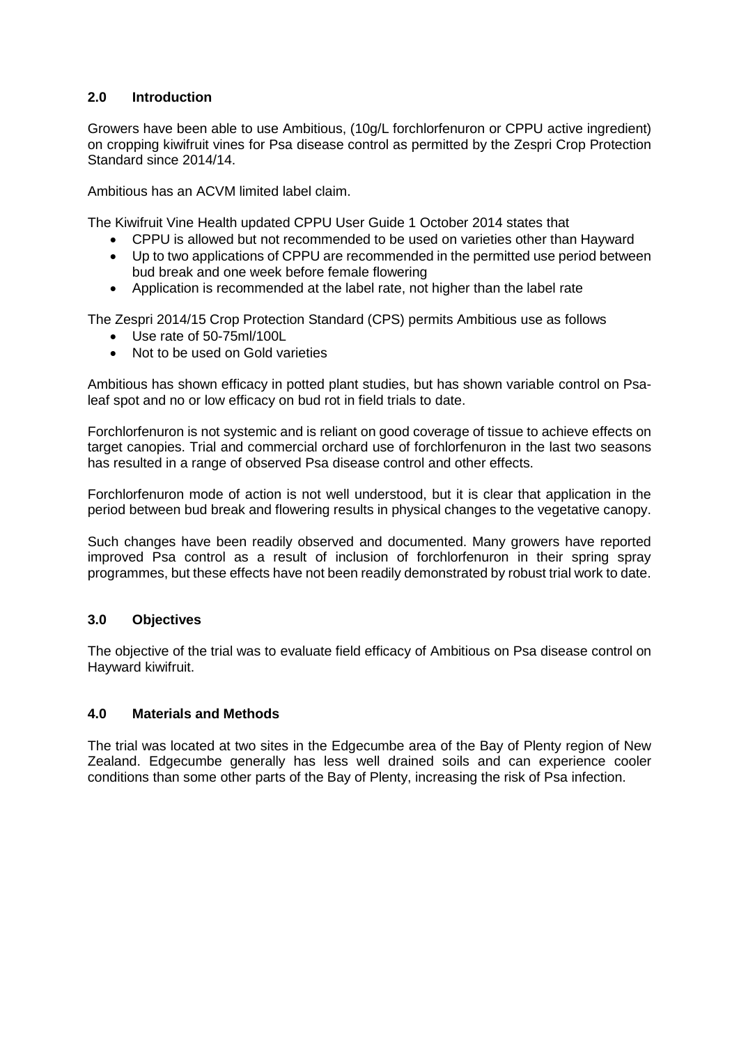## 2.0 Introduction

Growers have been able to use Ambitious, (10g/L forchlorfenuron or CPPU active ingredient) on cropping kiwifruit vines for Psa disease control as permitted by the Zespri Crop Protection Standard since 2014/14.

Ambitious has an ACVM limited label claim.

The Kiwifruit Vine Health updated CPPU User Guide 1 October 2014 states that

- CPPU is allowed but not recommended to be used on varieties other than Hayward
- Up to two applications of CPPU are recommended in the permitted use period between bud break and one week before female flowering
- Application is recommended at the label rate, not higher than the label rate

The Zespri 2014/15 Crop Protection Standard (CPS) permits Ambitious use as follows

- Use rate of 50-75ml/100L
- Not to be used on Gold varieties

Ambitious has shown efficacy in potted plant studies, but has shown variable control on Psa-leaf spot and no or low efficacy on bud rot in field trials to date.

Forchlorfenuron is not systemic and is reliant on good coverage of tissue to achieve effects on target canopies. Trial and commercial orchard use of forchlorfenuron in the last two seasons has resulted in a range of observed Psa disease control and other effects.

Forchlorfenuron mode of action is not well understood, but it is clear that application in the period between bud break and flowering results in physical changes to the vegetative canopy.

Such changes have been readily observed and documented. Many growers have reported improved Psa control as a result of inclusion of forchlorfenuron in their spring spray programmes, but these effects have not been readily demonstrated by robust trial work to date.

## 3.0 Objectives

The objective of the trial was to evaluate field efficacy of Ambitious on Psa disease control on Hayward kiwifruit.

## 4.0 Materials and Methods

The trial was located at two sites in the Edgecumbe area of the Bay of Plenty region of New Zealand. Edgecumbe generally has less well drained soils and can experience cooler conditions than some other parts of the Bay of Plenty, increasing the risk of Psa infection.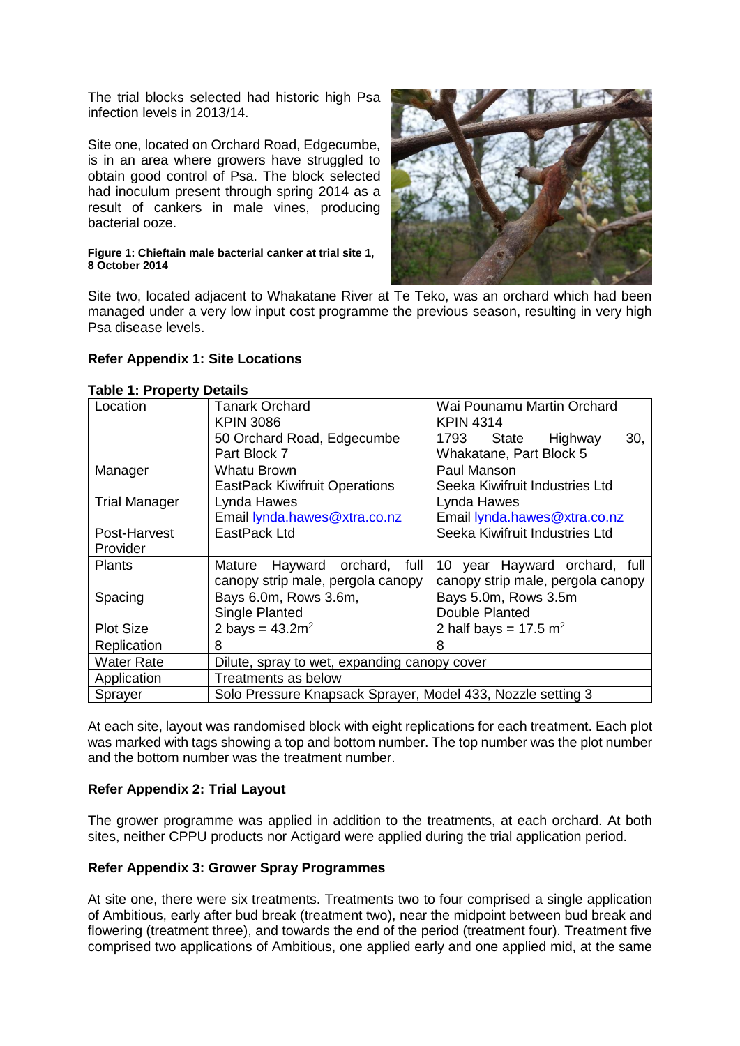The trial blocks selected had historic high Psa infection levels in 2013/14.

Site one, located on Orchard Road, Edgecumbe, is in an area where growers have struggled to obtain good control of Psa. The block selected had inoculum present through spring 2014 as a result of cankers in male vines, producing bacterial ooze.

**Figure 1: Chieftain male bacterial canker at trial site 1, 8 October 2014**

Site two, located adjacent to Whakatane River at Te Teko, was an orchard which had been managed under a very low input cost programme the previous season, resulting in very high Psa disease levels.

**Refer Appendix 1: Site Locations**

**Table 1: Property Details**

| | | |
|---|---|---|
| Location | Tanark Orchard<br>KPIN 3086<br>50 Orchard Road, Edgecumbe<br>Part Block 7 | Wai Pounamu Martin Orchard<br>KPIN 4314<br>1793 State Highway 30, Whakatane, Part Block 5 |
| Manager<br><br>Trial Manager<br><br>Post-Harvest Provider | Whatu Brown<br>EastPack Kiwifruit Operations<br>Lynda Hawes<br>Email lynda.hawes@xtra.co.nz<br>EastPack Ltd | Paul Manson<br>Seeka Kiwifruit Industries Ltd<br>Lynda Hawes<br>Email lynda.hawes@xtra.co.nz<br>Seeka Kiwifruit Industries Ltd |
| Plants | Mature Hayward orchard, full canopy strip male, pergola canopy | 10 year Hayward orchard, full canopy strip male, pergola canopy |
| Spacing | Bays 6.0m, Rows 3.6m,<br>Single Planted | Bays 5.0m, Rows 3.5m<br>Double Planted |
| Plot Size | 2 bays = 43.2m$^2$ | 2 half bays = 17.5 m$^2$ |
| Replication | 8 | 8 |
| Water Rate | Dilute, spray to wet, expanding canopy cover | |
| Application | Treatments as below | |
| Sprayer | Solo Pressure Knapsack Sprayer, Model 433, Nozzle setting 3 | |

At each site, layout was randomised block with eight replications for each treatment. Each plot was marked with tags showing a top and bottom number. The top number was the plot number and the bottom number was the treatment number.

**Refer Appendix 2: Trial Layout**

The grower programme was applied in addition to the treatments, at each orchard. At both sites, neither CPPU products nor Actigard were applied during the trial application period.

**Refer Appendix 3: Grower Spray Programmes**

At site one, there were six treatments. Treatments two to four comprised a single application of Ambitious, early after bud break (treatment two), near the midpoint between bud break and flowering (treatment three), and towards the end of the period (treatment four). Treatment five comprised two applications of Ambitious, one applied early and one applied mid, at the same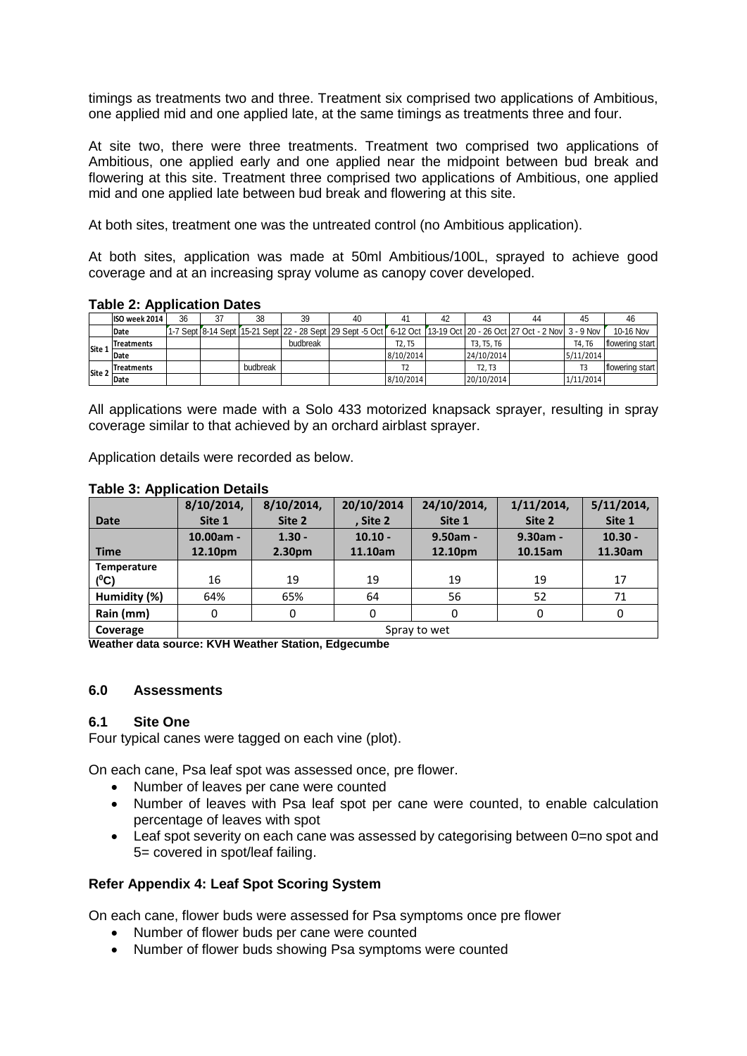timings as treatments two and three. Treatment six comprised two applications of Ambitious, one applied mid and one applied late, at the same timings as treatments three and four.

At site two, there were three treatments. Treatment two comprised two applications of Ambitious, one applied early and one applied near the midpoint between bud break and flowering at this site. Treatment three comprised two applications of Ambitious, one applied mid and one applied late between bud break and flowering at this site.

At both sites, treatment one was the untreated control (no Ambitious application).

At both sites, application was made at 50ml Ambitious/100L, sprayed to achieve good coverage and at an increasing spray volume as canopy cover developed.

**Table 2: Application Dates**

| | ISO week 2014 | 36 | 37 | 38 | 39 | 40 | 41 | 42 | 43 | 44 | 45 | 46 |
|---|---|---|---|---|---|---|---|---|---|---|---|---|
| | Date | 1-7 Sept | 8-14 Sept | 15-21 Sept | 22 - 28 Sept | 29 Sept -5 Oct | 6-12 Oct | 13-19 Oct | 20 - 26 Oct | 27 Oct - 2 Nov | 3 - 9 Nov | 10-16 Nov |
| Site 1 | Treatments | | | | budbreak | | T2, T5 | | T3, T5, T6 | | T4, T6 | flowering start |
| | Date | | | | | | 8/10/2014 | | 24/10/2014 | | 5/11/2014 | |
| Site 2 | Treatments | | | budbreak | | | T2 | | T2, T3 | | T3 | flowering start |
| | Date | | | | | | 8/10/2014 | | 20/10/2014 | | 1/11/2014 | |

All applications were made with a Solo 433 motorized knapsack sprayer, resulting in spray coverage similar to that achieved by an orchard airblast sprayer.

Application details were recorded as below.

**Table 3: Application Details**

| Date | 8/10/2014, Site 1 | 8/10/2014, Site 2 | 20/10/2014 , Site 2 | 24/10/2014, Site 1 | 1/11/2014, Site 2 | 5/11/2014, Site 1 |
|---|---|---|---|---|---|---|
| Time | 10.00am - 12.10pm | 1.30 - 2.30pm | 10.10 - 11.10am | 9.50am - 12.10pm | 9.30am - 10.15am | 10.30 - 11.30am |
| Temperature ($^0$C) | 16 | 19 | 19 | 19 | 19 | 17 |
| Humidity (%) | 64% | 65% | 64 | 56 | 52 | 71 |
| Rain (mm) | 0 | 0 | 0 | 0 | 0 | 0 |
| Coverage | Spray to wet | | | | | |

**Weather data source: KVH Weather Station, Edgecumbe**

## 6.0 Assessments

### 6.1 Site One

Four typical canes were tagged on each vine (plot).

On each cane, Psa leaf spot was assessed once, pre flower.

- Number of leaves per cane were counted
- Number of leaves with Psa leaf spot per cane were counted, to enable calculation percentage of leaves with spot
- Leaf spot severity on each cane was assessed by categorising between 0=no spot and 5= covered in spot/leaf failing.

**Refer Appendix 4: Leaf Spot Scoring System**

On each cane, flower buds were assessed for Psa symptoms once pre flower

- Number of flower buds per cane were counted
- Number of flower buds showing Psa symptoms were counted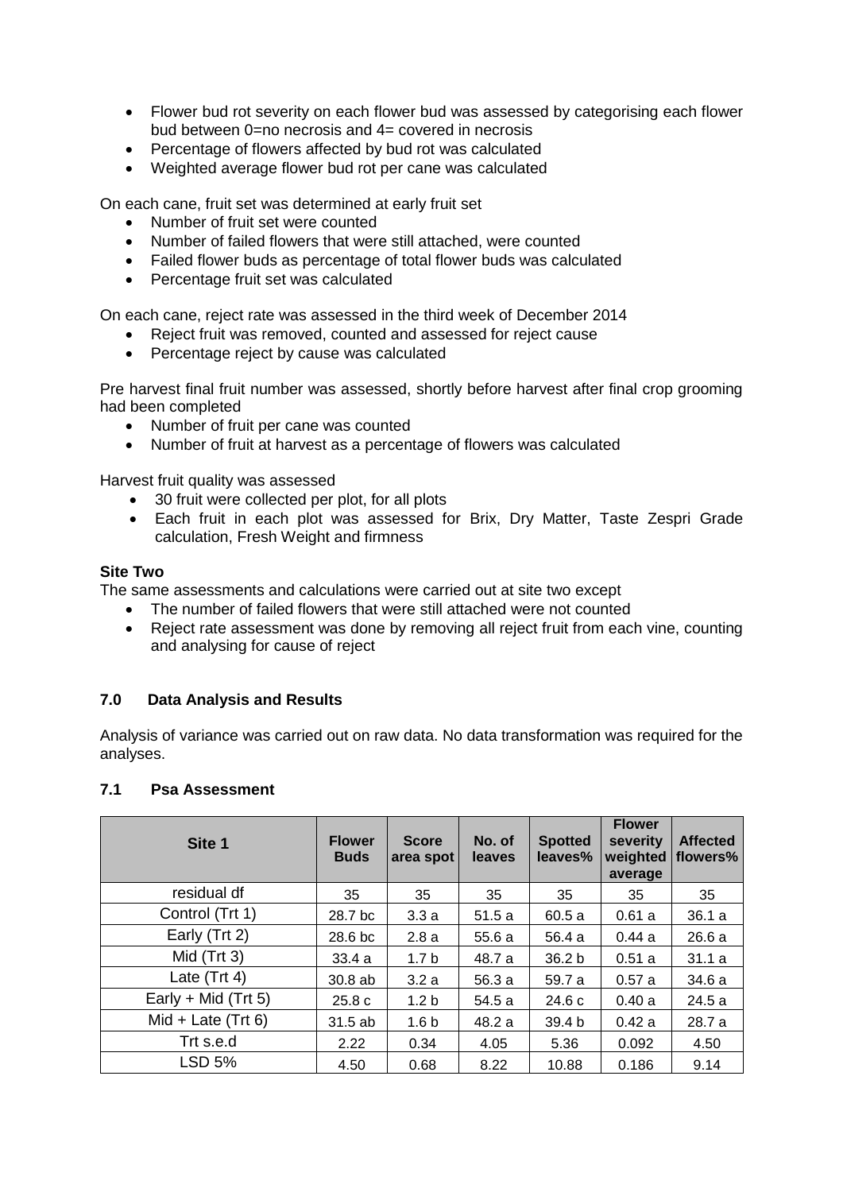- Flower bud rot severity on each flower bud was assessed by categorising each flower bud between 0=no necrosis and 4= covered in necrosis
- Percentage of flowers affected by bud rot was calculated
- Weighted average flower bud rot per cane was calculated

On each cane, fruit set was determined at early fruit set

- Number of fruit set were counted
- Number of failed flowers that were still attached, were counted
- Failed flower buds as percentage of total flower buds was calculated
- Percentage fruit set was calculated

On each cane, reject rate was assessed in the third week of December 2014

- Reject fruit was removed, counted and assessed for reject cause
- Percentage reject by cause was calculated

Pre harvest final fruit number was assessed, shortly before harvest after final crop grooming had been completed

- Number of fruit per cane was counted
- Number of fruit at harvest as a percentage of flowers was calculated

Harvest fruit quality was assessed

- 30 fruit were collected per plot, for all plots
- Each fruit in each plot was assessed for Brix, Dry Matter, Taste Zespri Grade calculation, Fresh Weight and firmness

**Site Two**

The same assessments and calculations were carried out at site two except

- The number of failed flowers that were still attached were not counted
- Reject rate assessment was done by removing all reject fruit from each vine, counting and analysing for cause of reject

## 7.0 Data Analysis and Results

Analysis of variance was carried out on raw data. No data transformation was required for the analyses.

### 7.1 Psa Assessment

| Site 1 | Flower Buds | Score area spot | No. of leaves | Spotted leaves% | Flower severity weighted average | Affected flowers% |
|---|---|---|---|---|---|---|
| residual df | 35 | 35 | 35 | 35 | 35 | 35 |
| Control (Trt 1) | 28.7 bc | 3.3 a | 51.5 a | 60.5 a | 0.61 a | 36.1 a |
| Early (Trt 2) | 28.6 bc | 2.8 a | 55.6 a | 56.4 a | 0.44 a | 26.6 a |
| Mid (Trt 3) | 33.4 a | 1.7 b | 48.7 a | 36.2 b | 0.51 a | 31.1 a |
| Late (Trt 4) | 30.8 ab | 3.2 a | 56.3 a | 59.7 a | 0.57 a | 34.6 a |
| Early + Mid (Trt 5) | 25.8 c | 1.2 b | 54.5 a | 24.6 c | 0.40 a | 24.5 a |
| Mid + Late (Trt 6) | 31.5 ab | 1.6 b | 48.2 a | 39.4 b | 0.42 a | 28.7 a |
| Trt s.e.d | 2.22 | 0.34 | 4.05 | 5.36 | 0.092 | 4.50 |
| LSD 5% | 4.50 | 0.68 | 8.22 | 10.88 | 0.186 | 9.14 |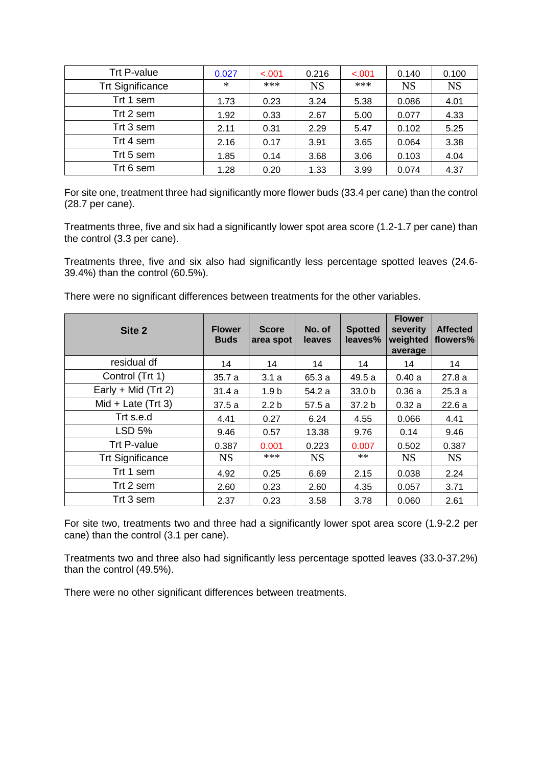| Trt P-value | 0.027 | <.001 | 0.216 | <.001 | 0.140 | 0.100 |
|---|---|---|---|---|---|---|
| Trt Significance | * | *** | NS | *** | NS | NS |
| Trt 1 sem | 1.73 | 0.23 | 3.24 | 5.38 | 0.086 | 4.01 |
| Trt 2 sem | 1.92 | 0.33 | 2.67 | 5.00 | 0.077 | 4.33 |
| Trt 3 sem | 2.11 | 0.31 | 2.29 | 5.47 | 0.102 | 5.25 |
| Trt 4 sem | 2.16 | 0.17 | 3.91 | 3.65 | 0.064 | 3.38 |
| Trt 5 sem | 1.85 | 0.14 | 3.68 | 3.06 | 0.103 | 4.04 |
| Trt 6 sem | 1.28 | 0.20 | 1.33 | 3.99 | 0.074 | 4.37 |

For site one, treatment three had significantly more flower buds (33.4 per cane) than the control (28.7 per cane).

Treatments three, five and six had a significantly lower spot area score (1.2-1.7 per cane) than the control (3.3 per cane).

Treatments three, five and six also had significantly less percentage spotted leaves (24.6-39.4%) than the control (60.5%).

There were no significant differences between treatments for the other variables.

| Site 2 | Flower Buds | Score area spot | No. of leaves | Spotted leaves% | Flower severity weighted average | Affected flowers% |
|---|---|---|---|---|---|---|
| residual df | 14 | 14 | 14 | 14 | 14 | 14 |
| Control (Trt 1) | 35.7 a | 3.1 a | 65.3 a | 49.5 a | 0.40 a | 27.8 a |
| Early + Mid (Trt 2) | 31.4 a | 1.9 b | 54.2 a | 33.0 b | 0.36 a | 25.3 a |
| Mid + Late (Trt 3) | 37.5 a | 2.2 b | 57.5 a | 37.2 b | 0.32 a | 22.6 a |
| Trt s.e.d | 4.41 | 0.27 | 6.24 | 4.55 | 0.066 | 4.41 |
| LSD 5% | 9.46 | 0.57 | 13.38 | 9.76 | 0.14 | 9.46 |
| Trt P-value | 0.387 | 0.001 | 0.223 | 0.007 | 0.502 | 0.387 |
| Trt Significance | NS | *** | NS | ** | NS | NS |
| Trt 1 sem | 4.92 | 0.25 | 6.69 | 2.15 | 0.038 | 2.24 |
| Trt 2 sem | 2.60 | 0.23 | 2.60 | 4.35 | 0.057 | 3.71 |
| Trt 3 sem | 2.37 | 0.23 | 3.58 | 3.78 | 0.060 | 2.61 |

For site two, treatments two and three had a significantly lower spot area score (1.9-2.2 per cane) than the control (3.1 per cane).

Treatments two and three also had significantly less percentage spotted leaves (33.0-37.2%) than the control (49.5%).

There were no other significant differences between treatments.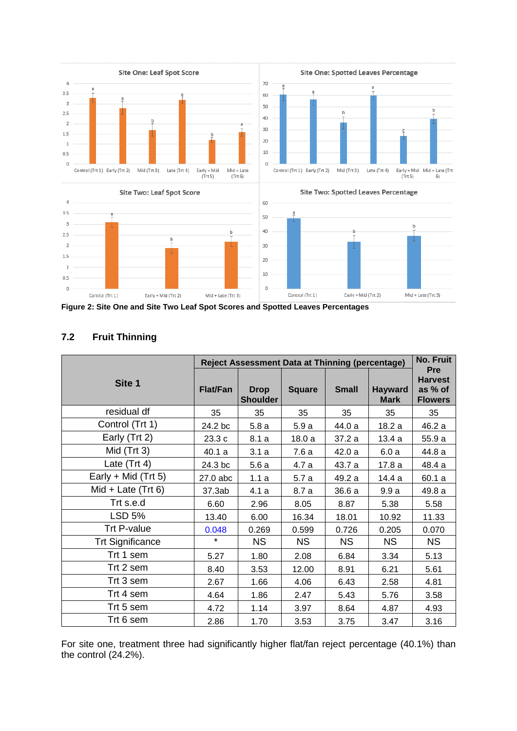**Figure 2: Site One and Site Two Leaf Spot Scores and Spotted Leaves Percentages**

## 7.2 Fruit Thinning

| Site 1 | Reject Assessment Data at Thinning (percentage) | | | | | No. Fruit Pre Harvest as % of Flowers |
|---|---|---|---|---|---|---|
| | Flat/Fan | Drop Shoulder | Square | Small | Hayward Mark | |
| residual df | 35 | 35 | 35 | 35 | 35 | 35 |
| Control (Trt 1) | 24.2 bc | 5.8 a | 5.9 a | 44.0 a | 18.2 a | 46.2 a |
| Early (Trt 2) | 23.3 c | 8.1 a | 18.0 a | 37.2 a | 13.4 a | 55.9 a |
| Mid (Trt 3) | 40.1 a | 3.1 a | 7.6 a | 42.0 a | 6.0 a | 44.8 a |
| Late (Trt 4) | 24.3 bc | 5.6 a | 4.7 a | 43.7 a | 17.8 a | 48.4 a |
| Early + Mid (Trt 5) | 27.0 abc | 1.1 a | 5.7 a | 49.2 a | 14.4 a | 60.1 a |
| Mid + Late (Trt 6) | 37.3ab | 4.1 a | 8.7 a | 36.6 a | 9.9 a | 49.8 a |
| Trt s.e.d | 6.60 | 2.96 | 8.05 | 8.87 | 5.38 | 5.58 |
| LSD 5% | 13.40 | 6.00 | 16.34 | 18.01 | 10.92 | 11.33 |
| Trt P-value | 0.048 | 0.269 | 0.599 | 0.726 | 0.205 | 0.070 |
| Trt Significance | * | NS | NS | NS | NS | NS |
| Trt 1 sem | 5.27 | 1.80 | 2.08 | 6.84 | 3.34 | 5.13 |
| Trt 2 sem | 8.40 | 3.53 | 12.00 | 8.91 | 6.21 | 5.61 |
| Trt 3 sem | 2.67 | 1.66 | 4.06 | 6.43 | 2.58 | 4.81 |
| Trt 4 sem | 4.64 | 1.86 | 2.47 | 5.43 | 5.76 | 3.58 |
| Trt 5 sem | 4.72 | 1.14 | 3.97 | 8.64 | 4.87 | 4.93 |
| Trt 6 sem | 2.86 | 1.70 | 3.53 | 3.75 | 3.47 | 3.16 |

For site one, treatment three had significantly higher flat/fan reject percentage (40.1%) than the control (24.2%).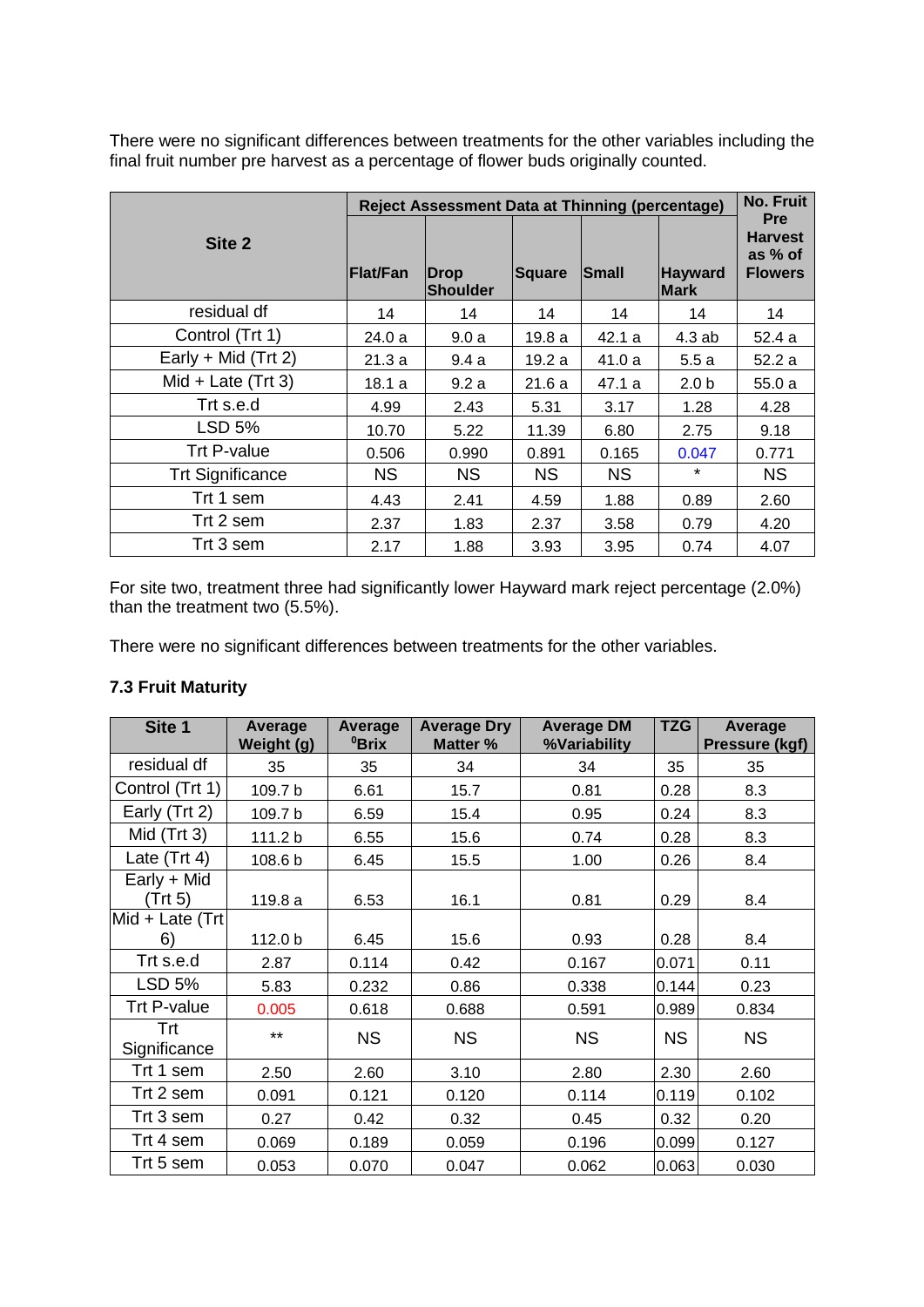There were no significant differences between treatments for the other variables including the final fruit number pre harvest as a percentage of flower buds originally counted.

| Site 2 | Reject Assessment Data at Thinning (percentage) | | | | | No. Fruit Pre Harvest as % of Flowers |
|---|---|---|---|---|---|---|
| | Flat/Fan | Drop Shoulder | Square | Small | Hayward Mark | |
| residual df | 14 | 14 | 14 | 14 | 14 | 14 |
| Control (Trt 1) | 24.0 a | 9.0 a | 19.8 a | 42.1 a | 4.3 ab | 52.4 a |
| Early + Mid (Trt 2) | 21.3 a | 9.4 a | 19.2 a | 41.0 a | 5.5 a | 52.2 a |
| Mid + Late (Trt 3) | 18.1 a | 9.2 a | 21.6 a | 47.1 a | 2.0 b | 55.0 a |
| Trt s.e.d | 4.99 | 2.43 | 5.31 | 3.17 | 1.28 | 4.28 |
| LSD 5% | 10.70 | 5.22 | 11.39 | 6.80 | 2.75 | 9.18 |
| Trt P-value | 0.506 | 0.990 | 0.891 | 0.165 | 0.047 | 0.771 |
| Trt Significance | NS | NS | NS | NS | * | NS |
| Trt 1 sem | 4.43 | 2.41 | 4.59 | 1.88 | 0.89 | 2.60 |
| Trt 2 sem | 2.37 | 1.83 | 2.37 | 3.58 | 0.79 | 4.20 |
| Trt 3 sem | 2.17 | 1.88 | 3.93 | 3.95 | 0.74 | 4.07 |

For site two, treatment three had significantly lower Hayward mark reject percentage (2.0%) than the treatment two (5.5%).

There were no significant differences between treatments for the other variables.

### 7.3 Fruit Maturity

| Site 1 | Average Weight (g) | Average $^{0}$Brix | Average Dry Matter % | Average DM %Variability | TZG | Average Pressure (kgf) |
|---|---|---|---|---|---|---|
| residual df | 35 | 35 | 34 | 34 | 35 | 35 |
| Control (Trt 1) | 109.7 b | 6.61 | 15.7 | 0.81 | 0.28 | 8.3 |
| Early (Trt 2) | 109.7 b | 6.59 | 15.4 | 0.95 | 0.24 | 8.3 |
| Mid (Trt 3) | 111.2 b | 6.55 | 15.6 | 0.74 | 0.28 | 8.3 |
| Late (Trt 4) | 108.6 b | 6.45 | 15.5 | 1.00 | 0.26 | 8.4 |
| Early + Mid (Trt 5) | 119.8 a | 6.53 | 16.1 | 0.81 | 0.29 | 8.4 |
| Mid + Late (Trt 6) | 112.0 b | 6.45 | 15.6 | 0.93 | 0.28 | 8.4 |
| Trt s.e.d | 2.87 | 0.114 | 0.42 | 0.167 | 0.071 | 0.11 |
| LSD 5% | 5.83 | 0.232 | 0.86 | 0.338 | 0.144 | 0.23 |
| Trt P-value | 0.005 | 0.618 | 0.688 | 0.591 | 0.989 | 0.834 |
| Trt Significance | ** | NS | NS | NS | NS | NS |
| Trt 1 sem | 2.50 | 2.60 | 3.10 | 2.80 | 2.30 | 2.60 |
| Trt 2 sem | 0.091 | 0.121 | 0.120 | 0.114 | 0.119 | 0.102 |
| Trt 3 sem | 0.27 | 0.42 | 0.32 | 0.45 | 0.32 | 0.20 |
| Trt 4 sem | 0.069 | 0.189 | 0.059 | 0.196 | 0.099 | 0.127 |
| Trt 5 sem | 0.053 | 0.070 | 0.047 | 0.062 | 0.063 | 0.030 |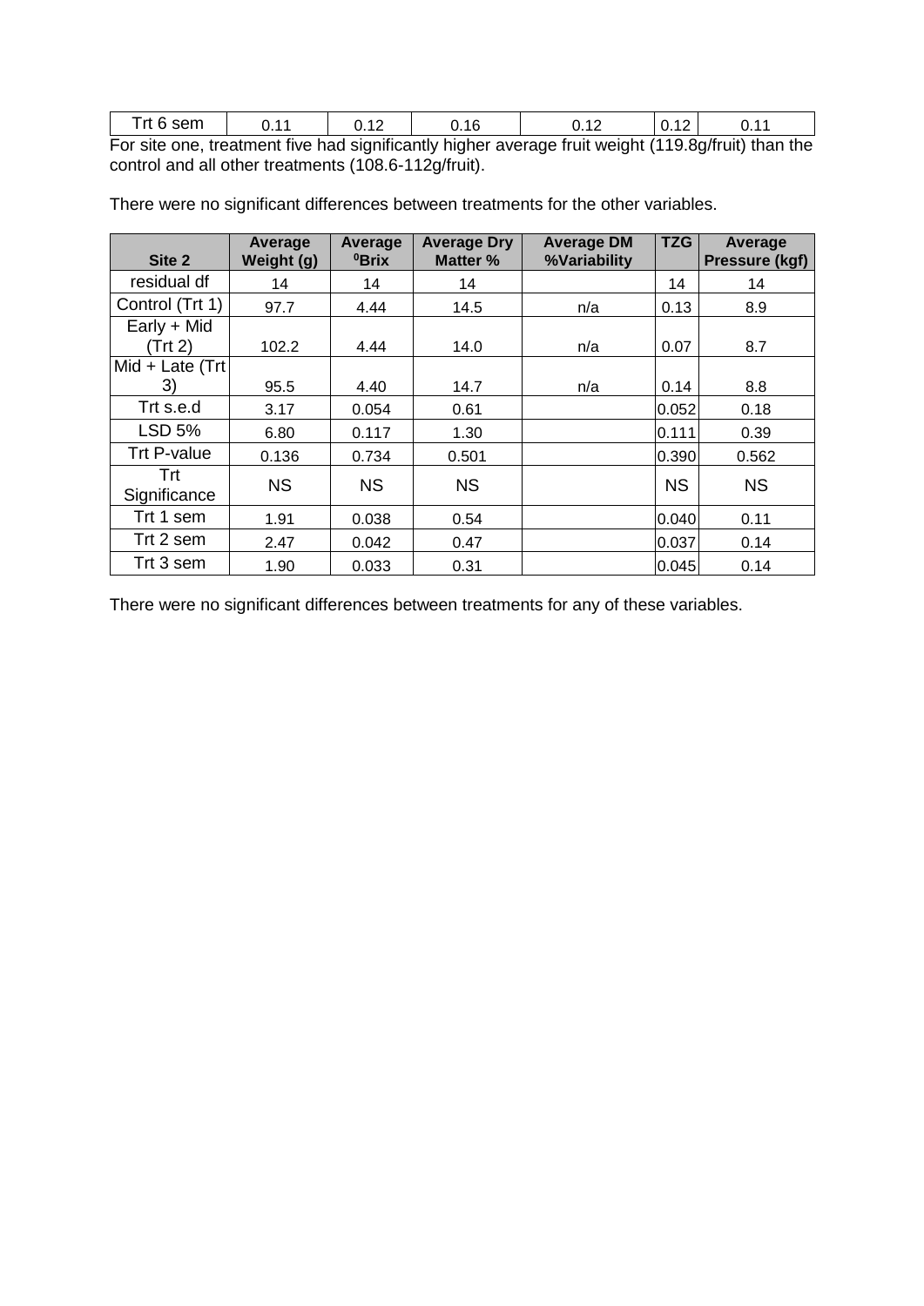| Trt 6 sem | 0.11 | 0.12 | 0.16 | 0.12 | 0.12 | 0.11 |
|---|---|---|---|---|---|---|

For site one, treatment five had significantly higher average fruit weight (119.8g/fruit) than the control and all other treatments (108.6-112g/fruit).

There were no significant differences between treatments for the other variables.

| Site 2 | Average Weight (g) | Average $^0$Brix | Average Dry Matter % | Average DM %Variability | TZG | Average Pressure (kgf) |
|---|---|---|---|---|---|---|
| residual df | 14 | 14 | 14 | | 14 | 14 |
| Control (Trt 1) | 97.7 | 4.44 | 14.5 | n/a | 0.13 | 8.9 |
| Early + Mid (Trt 2) | 102.2 | 4.44 | 14.0 | n/a | 0.07 | 8.7 |
| Mid + Late (Trt 3) | 95.5 | 4.40 | 14.7 | n/a | 0.14 | 8.8 |
| Trt s.e.d | 3.17 | 0.054 | 0.61 | | 0.052 | 0.18 |
| LSD 5% | 6.80 | 0.117 | 1.30 | | 0.111 | 0.39 |
| Trt P-value | 0.136 | 0.734 | 0.501 | | 0.390 | 0.562 |
| Trt Significance | NS | NS | NS | | NS | NS |
| Trt 1 sem | 1.91 | 0.038 | 0.54 | | 0.040 | 0.11 |
| Trt 2 sem | 2.47 | 0.042 | 0.47 | | 0.037 | 0.14 |
| Trt 3 sem | 1.90 | 0.033 | 0.31 | | 0.045 | 0.14 |

There were no significant differences between treatments for any of these variables.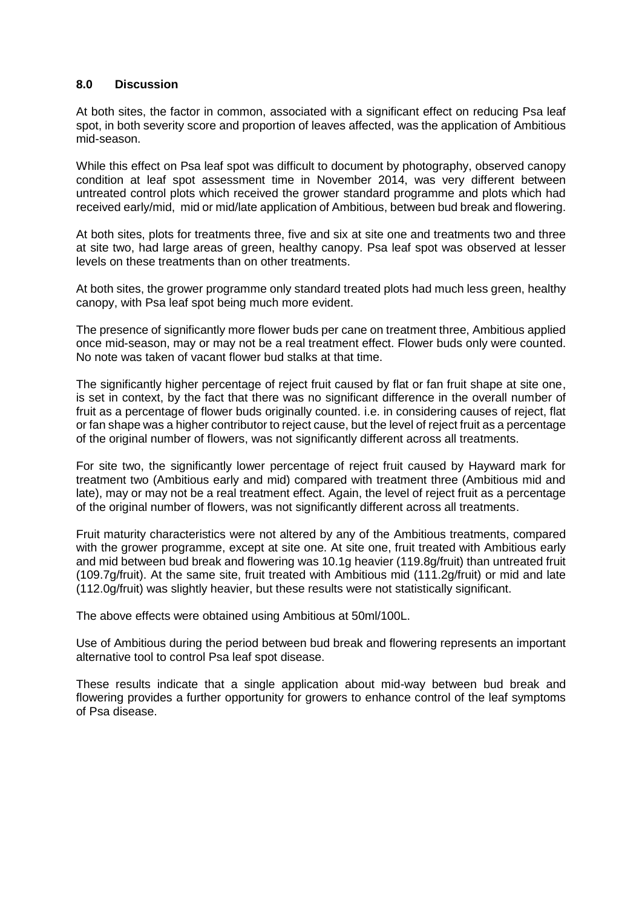## 8.0 Discussion

At both sites, the factor in common, associated with a significant effect on reducing Psa leaf spot, in both severity score and proportion of leaves affected, was the application of Ambitious mid-season.

While this effect on Psa leaf spot was difficult to document by photography, observed canopy condition at leaf spot assessment time in November 2014, was very different between untreated control plots which received the grower standard programme and plots which had received early/mid, mid or mid/late application of Ambitious, between bud break and flowering.

At both sites, plots for treatments three, five and six at site one and treatments two and three at site two, had large areas of green, healthy canopy. Psa leaf spot was observed at lesser levels on these treatments than on other treatments.

At both sites, the grower programme only standard treated plots had much less green, healthy canopy, with Psa leaf spot being much more evident.

The presence of significantly more flower buds per cane on treatment three, Ambitious applied once mid-season, may or may not be a real treatment effect. Flower buds only were counted. No note was taken of vacant flower bud stalks at that time.

The significantly higher percentage of reject fruit caused by flat or fan fruit shape at site one, is set in context, by the fact that there was no significant difference in the overall number of fruit as a percentage of flower buds originally counted. i.e. in considering causes of reject, flat or fan shape was a higher contributor to reject cause, but the level of reject fruit as a percentage of the original number of flowers, was not significantly different across all treatments.

For site two, the significantly lower percentage of reject fruit caused by Hayward mark for treatment two (Ambitious early and mid) compared with treatment three (Ambitious mid and late), may or may not be a real treatment effect. Again, the level of reject fruit as a percentage of the original number of flowers, was not significantly different across all treatments.

Fruit maturity characteristics were not altered by any of the Ambitious treatments, compared with the grower programme, except at site one. At site one, fruit treated with Ambitious early and mid between bud break and flowering was 10.1g heavier (119.8g/fruit) than untreated fruit (109.7g/fruit). At the same site, fruit treated with Ambitious mid (111.2g/fruit) or mid and late (112.0g/fruit) was slightly heavier, but these results were not statistically significant.

The above effects were obtained using Ambitious at 50ml/100L.

Use of Ambitious during the period between bud break and flowering represents an important alternative tool to control Psa leaf spot disease.

These results indicate that a single application about mid-way between bud break and flowering provides a further opportunity for growers to enhance control of the leaf symptoms of Psa disease.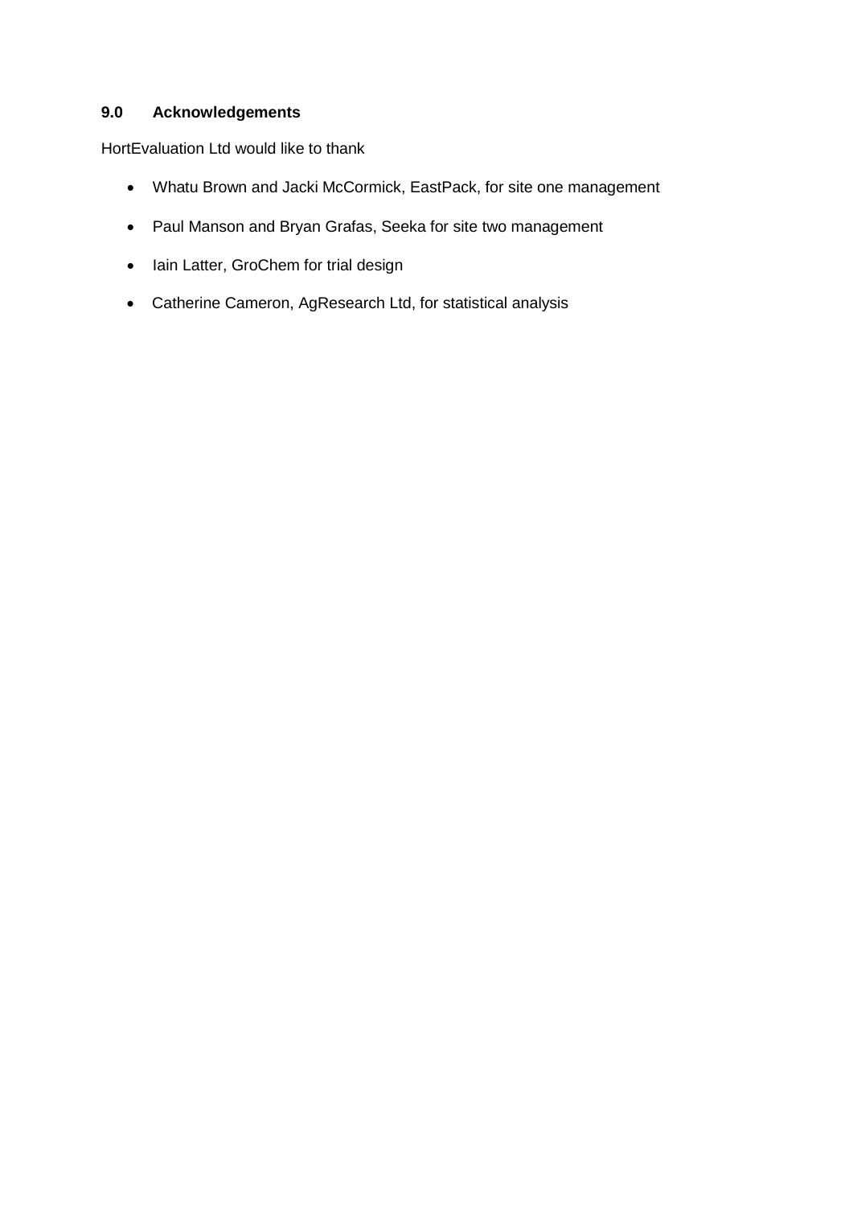## 9.0 Acknowledgements

HortEvaluation Ltd would like to thank

- Whatu Brown and Jacki McCormick, EastPack, for site one management
- Paul Manson and Bryan Grafas, Seeka for site two management
- Iain Latter, GroChem for trial design
- Catherine Cameron, AgResearch Ltd, for statistical analysis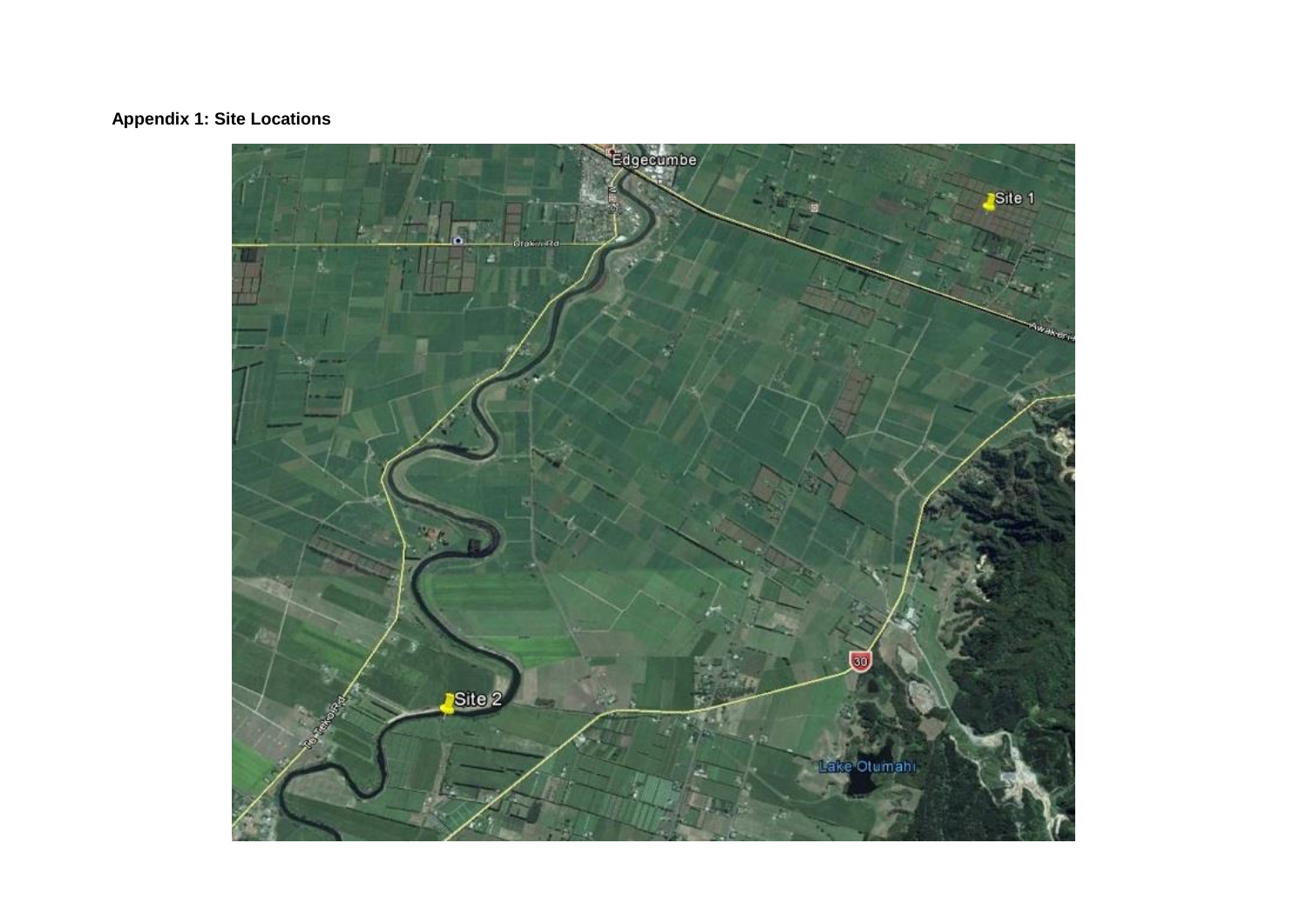**Appendix 1: Site Locations**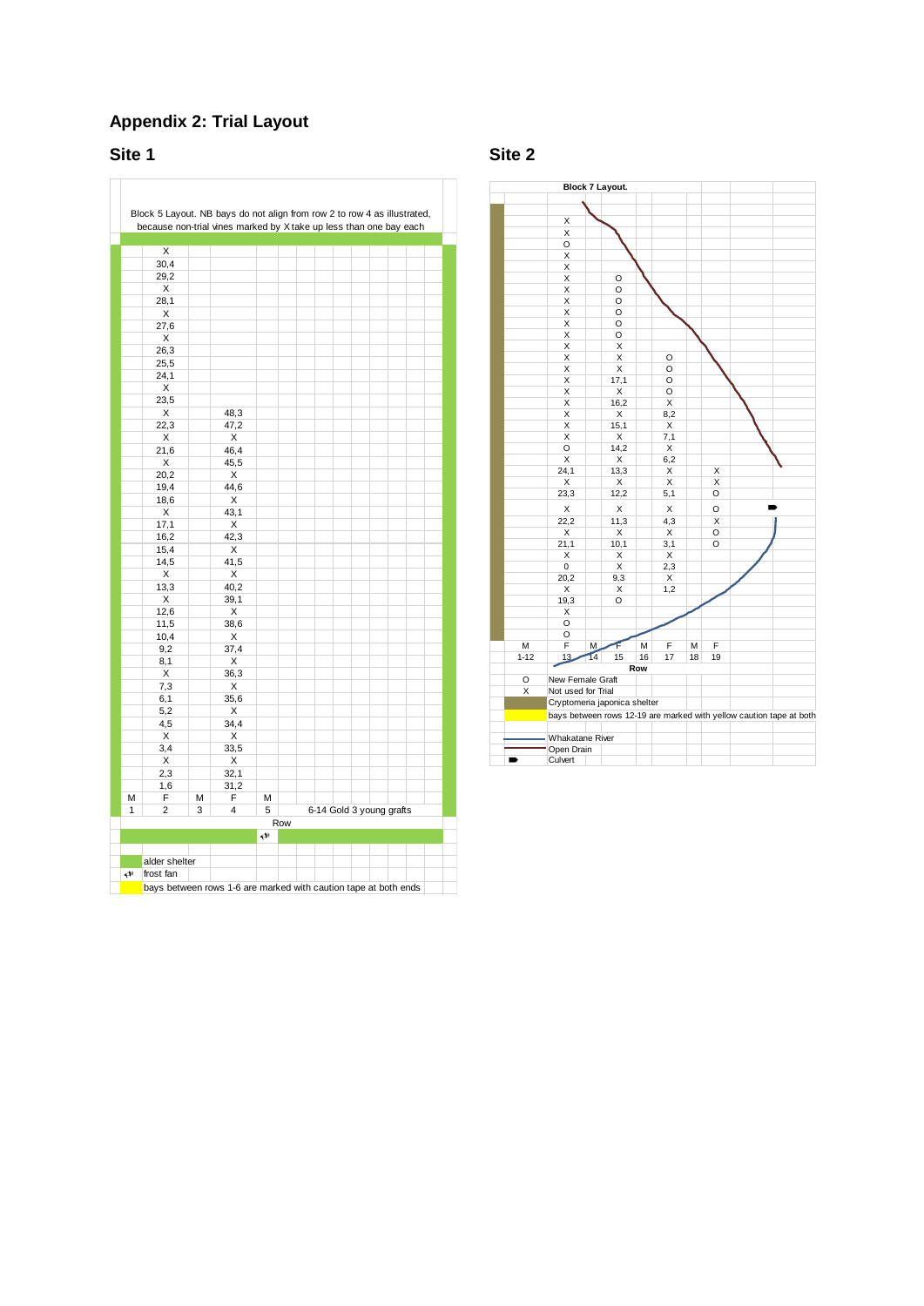## Appendix 2: Trial Layout

### Site 1

Block 5 Layout. NB bays do not align from row 2 to row 4 as illustrated, because non-trial vines marked by X take up less than one bay each

| Row 1 | Row 2 | Row 3 | Row 4 | Row 5 |
|---|---|---|---|---|
| | X | | | |
| | 30,4 | | | |
| | 29,2 | | | |
| | X | | | |
| | 28,1 | | | |
| | X | | | |
| | 27,6 | | | |
| | X | | | |
| | 26,3 | | | |
| | 25,5 | | | |
| | 24,1 | | | |
| | X | | | |
| | 23,5 | | | |
| | X | | 48,3 | |
| | 22,3 | | 47,2 | |
| | X | | X | |
| | 21,6 | | 46,4 | |
| | X | | 45,5 | |
| | 20,2 | | X | |
| | 19,4 | | 44,6 | |
| | 18,6 | | X | |
| | X | | 43,1 | |
| | 17,1 | | X | |
| | 16,2 | | 42,3 | |
| | 15,4 | | X | |
| | 14,5 | | 41,5 | |
| | X | | X | |
| | 13,3 | | 40,2 | |
| | X | | 39,1 | |
| | 12,6 | | X | |
| | 11,5 | | 38,6 | |
| | 10,4 | | X | |
| | 9,2 | | 37,4 | |
| | 8,1 | | X | |
| | X | | 36,3 | |
| | 7,3 | | X | |
| | 6,1 | | 35,6 | |
| | 5,2 | | X | |
| | 4,5 | | 34,4 | |
| | X | | X | |
| | 3,4 | | 33,5 | |
| | X | | X | |
| | 2,3 | | 32,1 | |
| | 1,6 | | 31,2 | |
| M | F | M | F | M |
| 1 | 2 | 3 | 4 | 5 |

6-14 Gold 3 young grafts

Legend:
- alder shelter
- frost fan
- bays between rows 1-6 are marked with caution tape at both ends

### Site 2

Block 7 Layout.

| Row 1-12 | Row 13 | Row 14 | Row 15 | Row 16 | Row 17 | Row 18 | Row 19 |
|---|---|---|---|---|---|---|---|
| | X | | | | | | |
| | X | | | | | | |
| | O | | | | | | |
| | X | | | | | | |
| | X | | | | | | |
| | X | | O | | | | |
| | X | | O | | | | |
| | X | | O | | | | |
| | X | | O | | | | |
| | X | | O | | | | |
| | X | | O | | | | |
| | X | | X | | | | |
| | X | | X | | O | | |
| | X | | X | | O | | |
| | X | | 17,1 | | O | | |
| | X | | X | | O | | |
| | X | | 16,2 | | X | | |
| | X | | X | | 8,2 | | |
| | X | | 15,1 | | X | | |
| | X | | X | | 7,1 | | |
| | O | | 14,2 | | X | | |
| | X | | X | | 6,2 | | |
| | 24,1 | | 13,3 | | X | | X |
| | X | | X | | X | | X |
| | 23,3 | | 12,2 | | 5,1 | | O |
| | X | | X | | X | | O |
| | 22,2 | | 11,3 | | 4,3 | | X |
| | X | | X | | X | | O |
| | 21,1 | | 10,1 | | 3,1 | | O |
| | X | | X | | X | | |
| | 0 | | X | | 2,3 | | |
| | 20,2 | | 9,3 | | X | | |
| | X | | X | | 1,2 | | |
| | 19,3 | | O | | | | |
| | X | | | | | | |
| | O | | | | | | |
| | O | | | | | | |
| M | F | M | F | M | F | M | F |

Legend:
- O New Female Graft
- X Not used for Trial
- Cryptomeria japonica shelter
- bays between rows 12-19 are marked with yellow caution tape at both
- Whakatane River
- Open Drain
- Culvert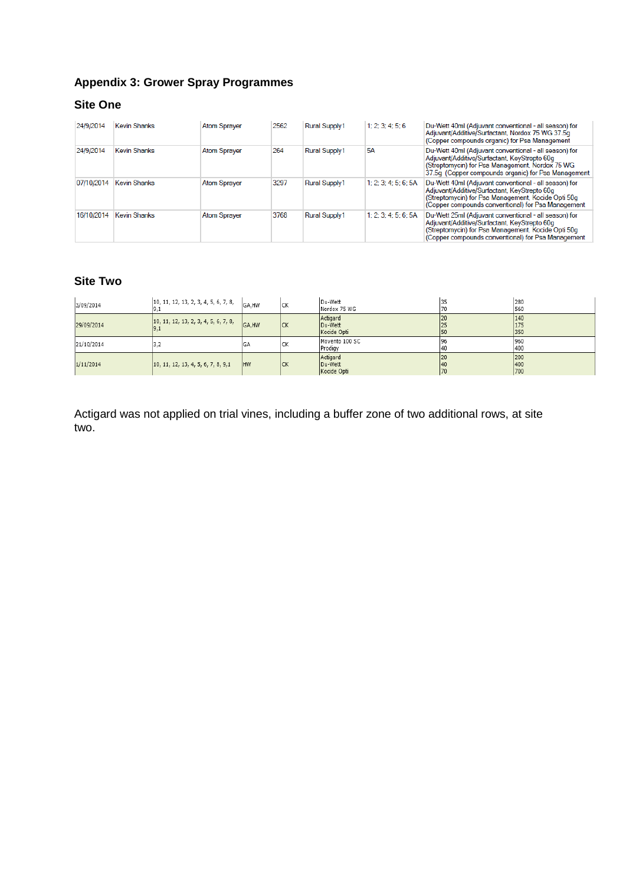## Appendix 3: Grower Spray Programmes

### Site One

| | | | | | | |
|---|---|---|---|---|---|---|
| 24/9/2014 | Kevin Shanks | Atom Sprayer | 2562 | Rural Supply1 | 1; 2; 3; 4; 5; 6 | Du-Wett 40ml (Adjuvant conventional - all season) for Adjuvant/Additive/Surfactant, Nordox 75 WG 37.5g (Copper compounds organic) for Psa Management |
| 24/9/2014 | Kevin Shanks | Atom Sprayer | 264 | Rural Supply1 | 5A | Du-Wett 40ml (Adjuvant conventional - all season) for Adjuvant/Additive/Surfactant, KeyStrepto 60g (Streptomycin) for Psa Management, Nordox 75 WG 37.5g (Copper compounds organic) for Psa Management |
| 07/10/2014 | Kevin Shanks | Atom Sprayer | 3297 | Rural Supply1 | 1; 2; 3; 4; 5; 6; 5A | Du-Wett 40ml (Adjuvant conventional - all season) for Adjuvant/Additive/Surfactant, KeyStrepto 60g (Streptomycin) for Psa Management, Kocide Opti 50g (Copper compounds conventional) for Psa Management |
| 16/10/2014 | Kevin Shanks | Atom Sprayer | 3768 | Rural Supply1 | 1; 2; 3; 4; 5; 6; 5A | Du-Wett 25ml (Adjuvant conventional - all season) for Adjuvant/Additive/Surfactant, KeyStrepto 60g (Streptomycin) for Psa Management, Kocide Opti 50g (Copper compounds conventional) for Psa Management |

### Site Two

| | | | | | | |
|---|---|---|---|---|---|---|
| 3/09/2014 | 10, 11, 12, 13, 2, 3, 4, 5, 6, 7, 8, 9,1 | GA,HW | CK | Du-Wett<br>Nordox 75 WG | 35<br>70 | 280<br>560 |
| 29/09/2014 | 10, 11, 12, 13, 2, 3, 4, 5, 6, 7, 8, 9,1 | GA,HW | CK | Actigard<br>Du-Wett<br>Kocide Opti | 20<br>25<br>50 | 140<br>175<br>350 |
| 21/10/2014 | 3,2 | GA | CK | Movento 100 SC<br>Prodigy | 96<br>40 | 960<br>400 |
| 1/11/2014 | 10, 11, 12, 13, 4, 5, 6, 7, 8, 9,1 | HW | CK | Actigard<br>Du-Wett<br>Kocide Opti | 20<br>40<br>70 | 200<br>400<br>700 |

Actigard was not applied on trial vines, including a buffer zone of two additional rows, at site two.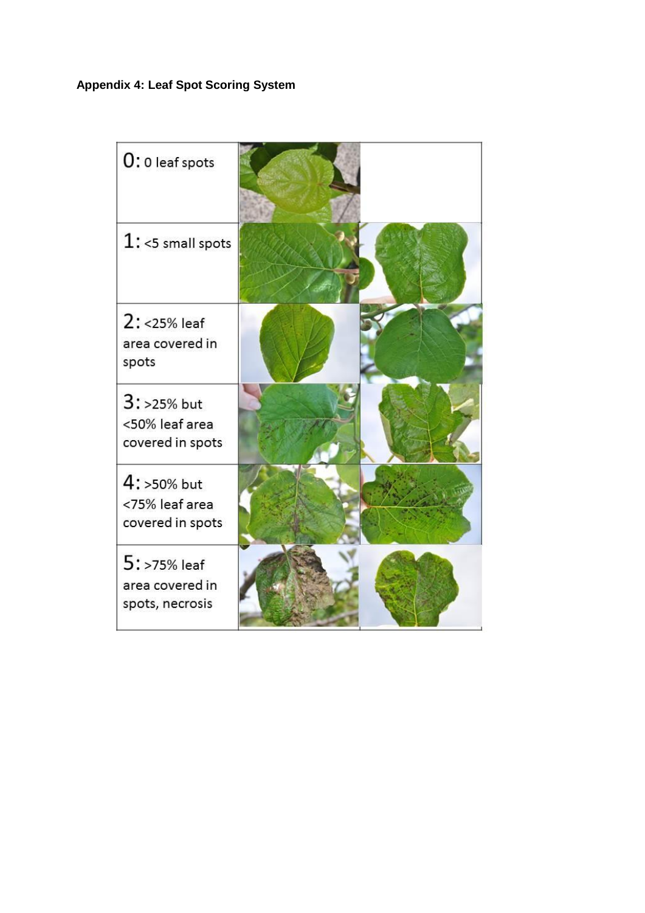**Appendix 4: Leaf Spot Scoring System**

| | | |
|---|---|---|
| 0: 0 leaf spots | | |
| 1: <5 small spots | | |
| 2: <25% leaf area covered in spots | | |
| 3: >25% but <50% leaf area covered in spots | | |
| 4: >50% but <75% leaf area covered in spots | | |
| 5: >75% leaf area covered in spots, necrosis | | |